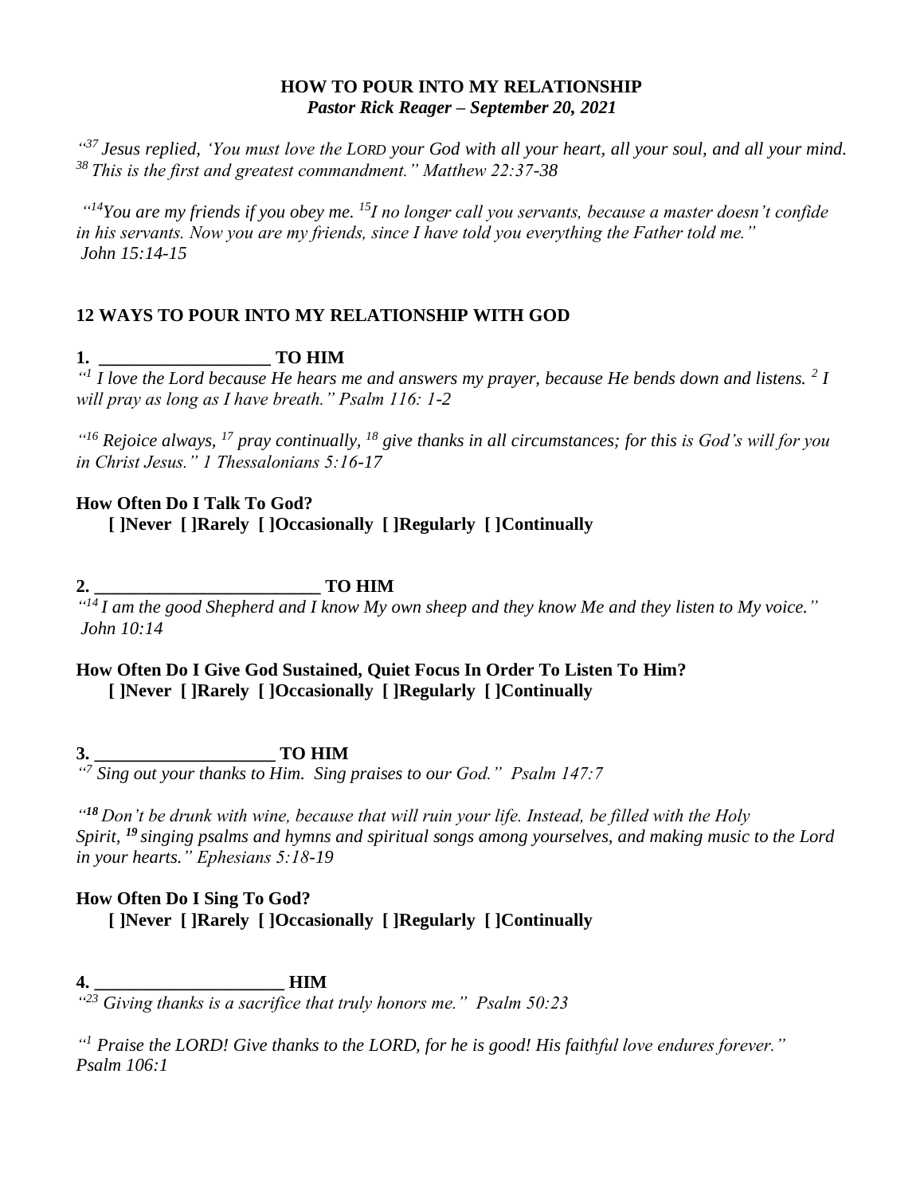**HOW TO POUR INTO MY RELATIONSHIP**
***Pastor Rick Reager – September 20, 2021***

*"[37] Jesus replied, 'You must love the LORD your God with all your heart, all your soul, and all your mind. [38] This is the first and greatest commandment." Matthew 22:37-38*

*"[14]You are my friends if you obey me. [15]I no longer call you servants, because a master doesn't confide in his servants. Now you are my friends, since I have told you everything the Father told me." John 15:14-15*

## 12 WAYS TO POUR INTO MY RELATIONSHIP WITH GOD

**1. ___________________ TO HIM**

*"[1] I love the Lord because He hears me and answers my prayer, because He bends down and listens. [2] I will pray as long as I have breath." Psalm 116: 1-2*

*"[16] Rejoice always, [17] pray continually, [18] give thanks in all circumstances; for this is God's will for you in Christ Jesus." 1 Thessalonians 5:16-17*

**How Often Do I Talk To God?**
**[ ]Never [ ]Rarely [ ]Occasionally [ ]Regularly [ ]Continually**

**2. _________________________ TO HIM**

*"[14] I am the good Shepherd and I know My own sheep and they know Me and they listen to My voice." John 10:14*

**How Often Do I Give God Sustained, Quiet Focus In Order To Listen To Him?**
**[ ]Never [ ]Rarely [ ]Occasionally [ ]Regularly [ ]Continually**

**3. ____________________ TO HIM**

*"[7] Sing out your thanks to Him. Sing praises to our God." Psalm 147:7*

*"[18] Don't be drunk with wine, because that will ruin your life. Instead, be filled with the Holy Spirit, [19] singing psalms and hymns and spiritual songs among yourselves, and making music to the Lord in your hearts." Ephesians 5:18-19*

**How Often Do I Sing To God?**
**[ ]Never [ ]Rarely [ ]Occasionally [ ]Regularly [ ]Continually**

**4. _____________________ HIM**

*"[23] Giving thanks is a sacrifice that truly honors me." Psalm 50:23*

*"[1] Praise the LORD! Give thanks to the LORD, for he is good! His faithful love endures forever." Psalm 106:1*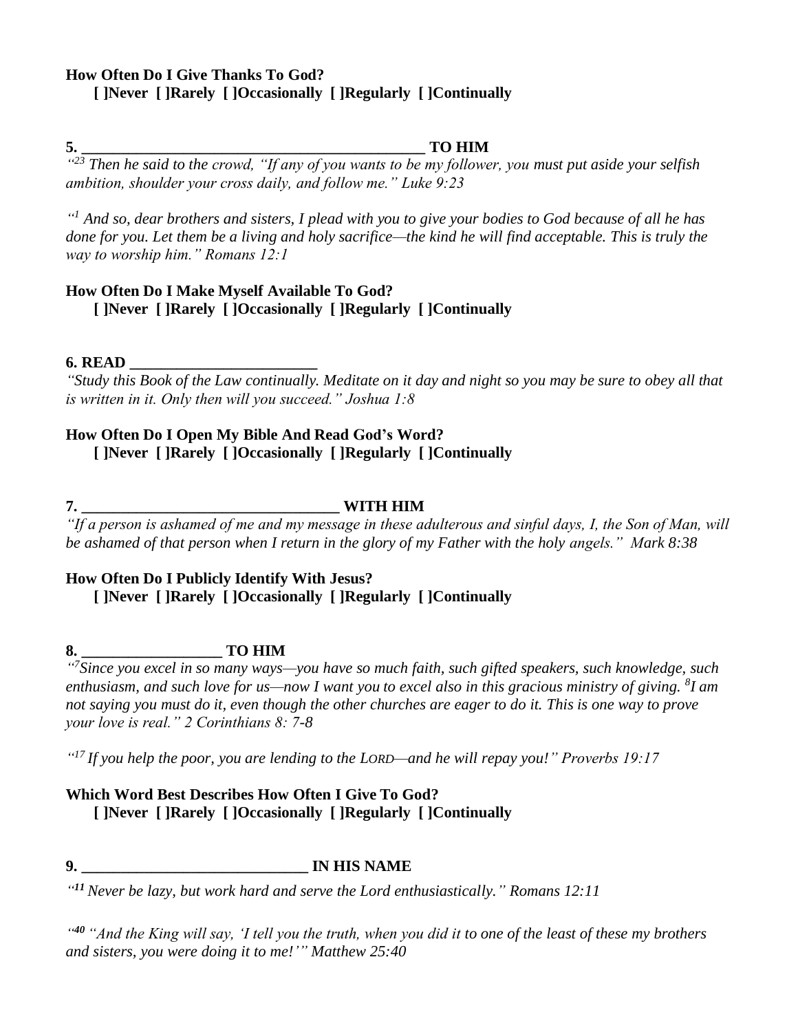**How Often Do I Give Thanks To God?**
**[ ]Never [ ]Rarely [ ]Occasionally [ ]Regularly [ ]Continually**

**5. _____________________________________________ TO HIM**

*"[23] Then he said to the crowd, "If any of you wants to be my follower, you must put aside your selfish ambition, shoulder your cross daily, and follow me." Luke 9:23*

*"[1] And so, dear brothers and sisters, I plead with you to give your bodies to God because of all he has done for you. Let them be a living and holy sacrifice—the kind he will find acceptable. This is truly the way to worship him." Romans 12:1*

**How Often Do I Make Myself Available To God?**
**[ ]Never [ ]Rarely [ ]Occasionally [ ]Regularly [ ]Continually**

**6. READ ________________________**

*"Study this Book of the Law continually. Meditate on it day and night so you may be sure to obey all that is written in it. Only then will you succeed." Joshua 1:8*

**How Often Do I Open My Bible And Read God's Word?**
**[ ]Never [ ]Rarely [ ]Occasionally [ ]Regularly [ ]Continually**

**7. __________________________________ WITH HIM**

*"If a person is ashamed of me and my message in these adulterous and sinful days, I, the Son of Man, will be ashamed of that person when I return in the glory of my Father with the holy angels." Mark 8:38*

**How Often Do I Publicly Identify With Jesus?**
**[ ]Never [ ]Rarely [ ]Occasionally [ ]Regularly [ ]Continually**

**8. __________________ TO HIM**

*"[7]Since you excel in so many ways—you have so much faith, such gifted speakers, such knowledge, such enthusiasm, and such love for us—now I want you to excel also in this gracious ministry of giving. [8]I am not saying you must do it, even though the other churches are eager to do it. This is one way to prove your love is real." 2 Corinthians 8: 7-8*

*"[17] If you help the poor, you are lending to the LORD—and he will repay you!" Proverbs 19:17*

**Which Word Best Describes How Often I Give To God?**
**[ ]Never [ ]Rarely [ ]Occasionally [ ]Regularly [ ]Continually**

**9. _____________________________ IN HIS NAME**

*"[11] Never be lazy, but work hard and serve the Lord enthusiastically." Romans 12:11*

*"[40] "And the King will say, 'I tell you the truth, when you did it to one of the least of these my brothers and sisters, you were doing it to me!'" Matthew 25:40*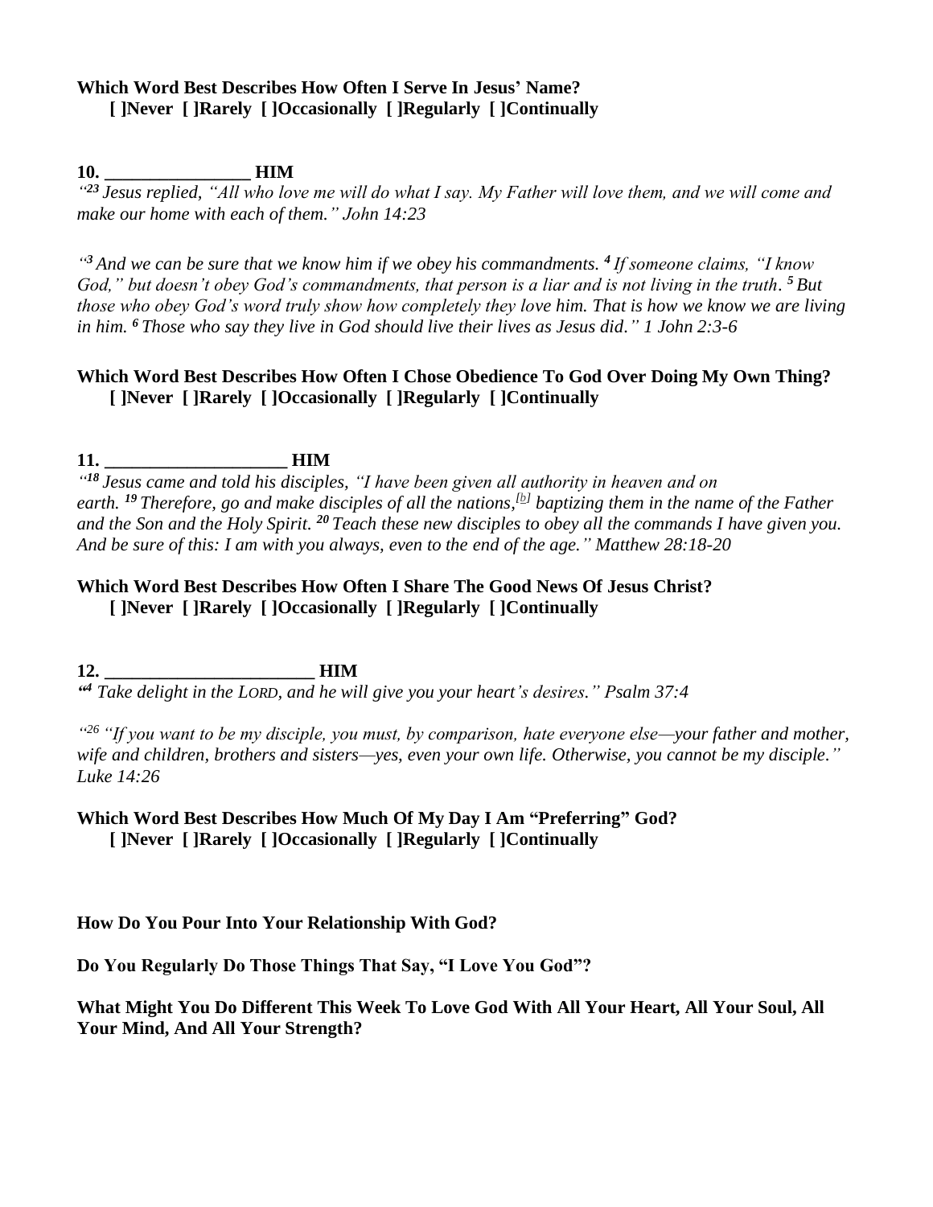**Which Word Best Describes How Often I Serve In Jesus' Name?**
**[ ]Never [ ]Rarely [ ]Occasionally [ ]Regularly [ ]Continually**

**10. ________________ HIM**
*"23 Jesus replied, "All who love me will do what I say. My Father will love them, and we will come and make our home with each of them." John 14:23*

*"3 And we can be sure that we know him if we obey his commandments. 4 If someone claims, "I know God," but doesn't obey God's commandments, that person is a liar and is not living in the truth. 5 But those who obey God's word truly show how completely they love him. That is how we know we are living in him. 6 Those who say they live in God should live their lives as Jesus did." 1 John 2:3-6*

**Which Word Best Describes How Often I Chose Obedience To God Over Doing My Own Thing?**
**[ ]Never [ ]Rarely [ ]Occasionally [ ]Regularly [ ]Continually**

**11. ____________________ HIM**
*"18 Jesus came and told his disciples, "I have been given all authority in heaven and on earth. 19 Therefore, go and make disciples of all the nations,[b] baptizing them in the name of the Father and the Son and the Holy Spirit. 20 Teach these new disciples to obey all the commands I have given you. And be sure of this: I am with you always, even to the end of the age." Matthew 28:18-20*

**Which Word Best Describes How Often I Share The Good News Of Jesus Christ?**
**[ ]Never [ ]Rarely [ ]Occasionally [ ]Regularly [ ]Continually**

**12. _______________________ HIM**
*"4 Take delight in the LORD, and he will give you your heart's desires." Psalm 37:4*

*"26 "If you want to be my disciple, you must, by comparison, hate everyone else—your father and mother, wife and children, brothers and sisters—yes, even your own life. Otherwise, you cannot be my disciple." Luke 14:26*

**Which Word Best Describes How Much Of My Day I Am "Preferring" God?**
**[ ]Never [ ]Rarely [ ]Occasionally [ ]Regularly [ ]Continually**

**How Do You Pour Into Your Relationship With God?**

**Do You Regularly Do Those Things That Say, "I Love You God"?**

**What Might You Do Different This Week To Love God With All Your Heart, All Your Soul, All Your Mind, And All Your Strength?**